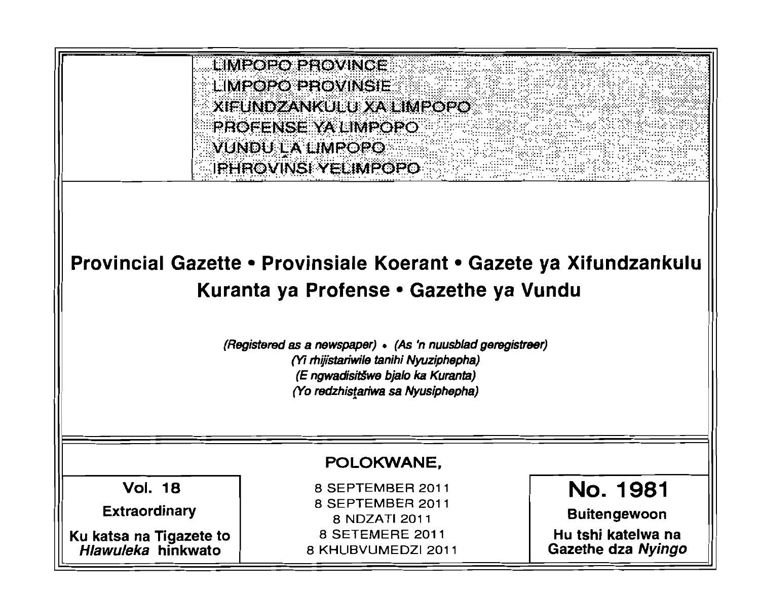LIMPOPO PROVINCE
LIMPOPO PROVINSIE
XIFUNDZANKULU XA LIMPOPO
PROFENSE YA LIMPOPO
VUNDU ḼA LIMPOPO
IPHROVINSI YELIMPOPO

# Provincial Gazette • Provinsiale Koerant • Gazete ya Xifundzankulu Kuranta ya Profense • Gazethe ya Vundu

*(Registered as a newspaper)* • *(As 'n nuusblad geregistreer)*
*(Yi rhijistariwile tanihi Nyuziphepha)*
*(E ngwadisitšwe bjalo ka Kuranta)*
*(Yo redzhisṱariwa sa Nyusiphepha)*

POLOKWANE,

**Vol. 18**

**Extraordinary**

**Ku katsa na Tigazete to *Hlawuleka* hinkwato**

8 SEPTEMBER 2011
8 SEPTEMBER 2011
8 NDZATI 2011
8 SETEMERE 2011
8 KHUBVUMEDZI 2011

**No. 1981**

**Buitengewoon**

**Hu tshi katelwa na Gazethe dza *Nyingo***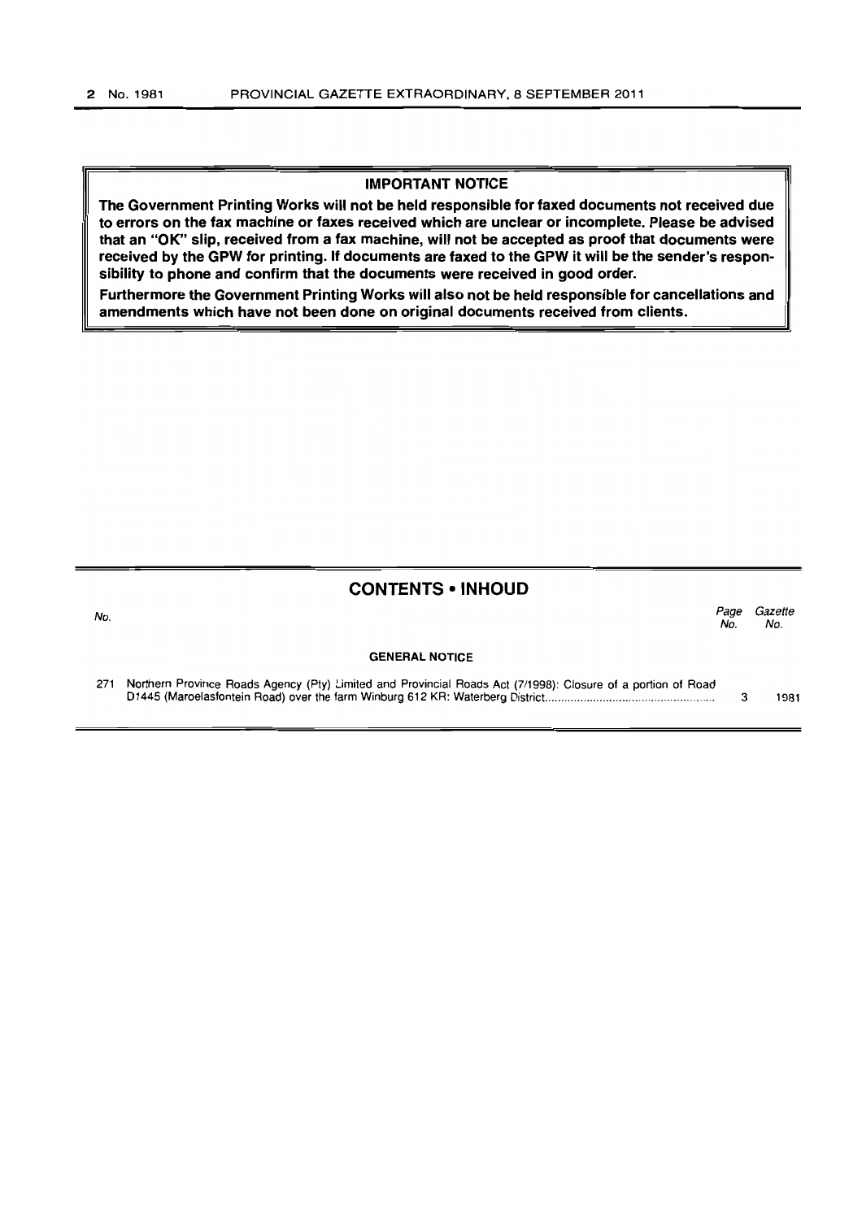**IMPORTANT NOTICE**

**The Government Printing Works will not be held responsible for faxed documents not received due to errors on the fax machine or faxes received which are unclear or incomplete. Please be advised that an "OK" slip, received from a fax machine, will not be accepted as proof that documents were received by the GPW for printing. If documents are faxed to the GPW it will be the sender's responsibility to phone and confirm that the documents were received in good order.**

**Furthermore the Government Printing Works will also not be held responsible for cancellations and amendments which have not been done on original documents received from clients.**

## CONTENTS • INHOUD

| No. | | Page No. | Gazette No. |
|---|---|---|---|
| | **GENERAL NOTICE** | | |
| 271 | Northern Province Roads Agency (Pty) Limited and Provincial Roads Act (7/1998): Closure of a portion of Road D1445 (Maroelasfontein Road) over the farm Winburg 612 KR: Waterberg District | 3 | 1981 |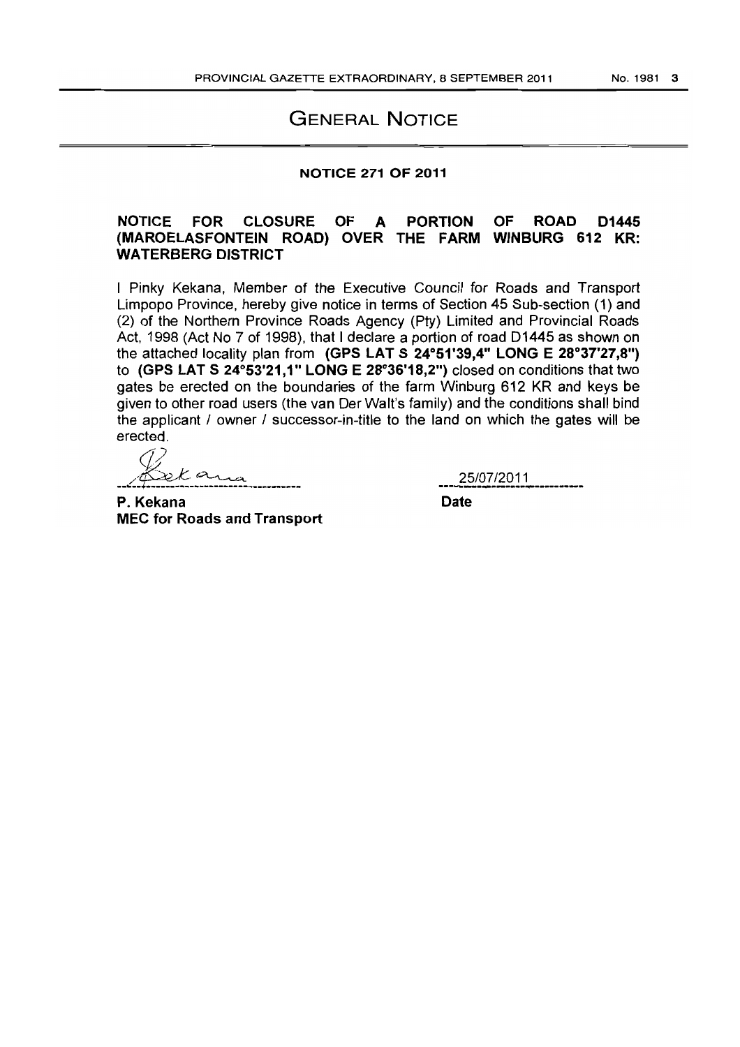# GENERAL NOTICE

## NOTICE 271 OF 2011

### NOTICE FOR CLOSURE OF A PORTION OF ROAD D1445 (MAROELASFONTEIN ROAD) OVER THE FARM WINBURG 612 KR: WATERBERG DISTRICT

I Pinky Kekana, Member of the Executive Council for Roads and Transport Limpopo Province, hereby give notice in terms of Section 45 Sub-section (1) and (2) of the Northern Province Roads Agency (Pty) Limited and Provincial Roads Act, 1998 (Act No 7 of 1998), that I declare a portion of road D1445 as shown on the attached locality plan from **(GPS LAT S 24°51'39,4" LONG E 28°37'27,8")** to **(GPS LAT S 24°53'21,1" LONG E 28°36'18,2")** closed on conditions that two gates be erected on the boundaries of the farm Winburg 612 KR and keys be given to other road users (the van Der Walt's family) and the conditions shall bind the applicant / owner / successor-in-title to the land on which the gates will be erected.

**P. Kekana**
**MEC for Roads and Transport**

25/07/2011
**Date**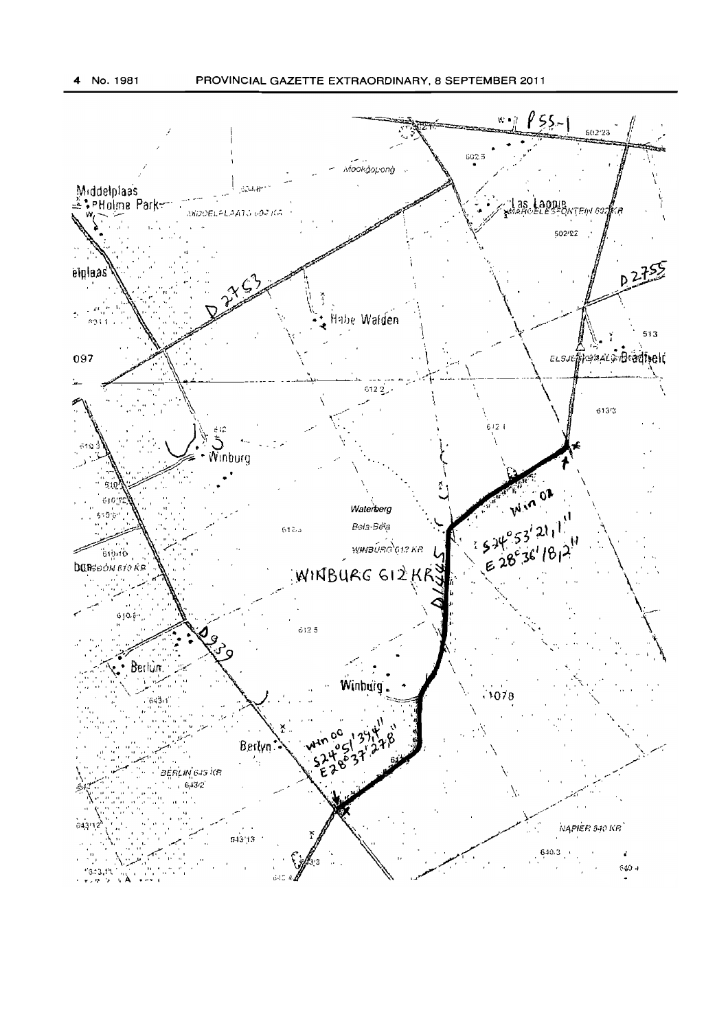P55-1

602/23

602.5

Mookgopong

Middelplaas

Holme Park

MIDDELPLAATS 602 KR

Las Lappie

MAROELESFONTEIN 602 KR

602/22

D2753

D2755

Habe Walden

513

097

612.2

613/3

612.1

Winburg

Waterberg

Bela-Bela

WINBURG 612 KR

WINBURG 612 KR

Win 01

S24°53'21,1"

E28°36'18,2"

D1445

612.5

D939

Berlin

Winburg

1078

Win 00

S24°51'39,4"

E28°37'27,8"

Berlyn

BERLIN 643 KR

643/2

643/13

NAPIER 540 KR

640.3

640.4